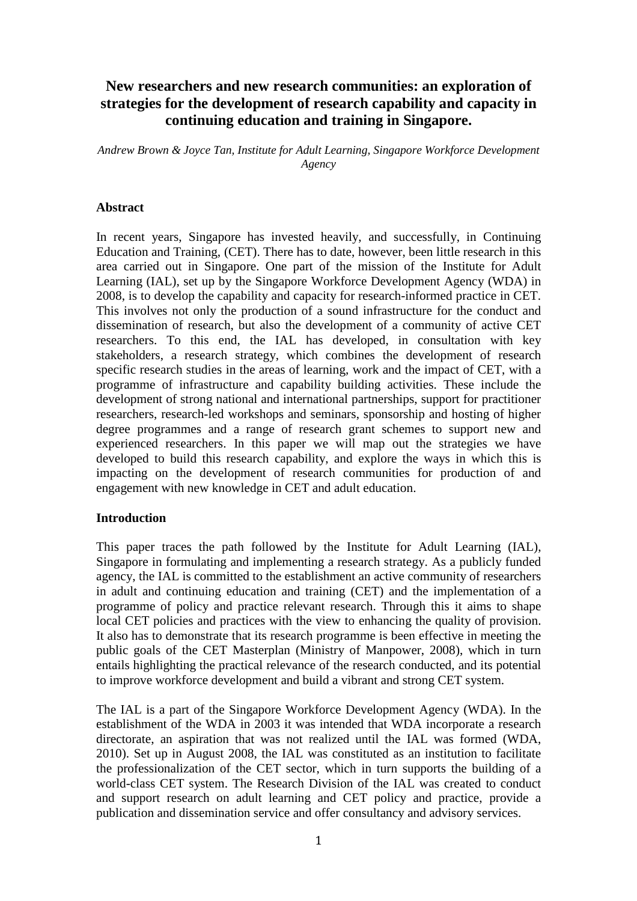# New researchers and new research communities: an exploration of strategies for the development of research capability and capacity in continuing education and training in Singapore.

*Andrew Brown & Joyce Tan, Institute for Adult Learning, Singapore Workforce Development Agency*

## Abstract

In recent years, Singapore has invested heavily, and successfully, in Continuing Education and Training, (CET). There has to date, however, been little research in this area carried out in Singapore. One part of the mission of the Institute for Adult Learning (IAL), set up by the Singapore Workforce Development Agency (WDA) in 2008, is to develop the capability and capacity for research-informed practice in CET. This involves not only the production of a sound infrastructure for the conduct and dissemination of research, but also the development of a community of active CET researchers. To this end, the IAL has developed, in consultation with key stakeholders, a research strategy, which combines the development of research specific research studies in the areas of learning, work and the impact of CET, with a programme of infrastructure and capability building activities. These include the development of strong national and international partnerships, support for practitioner researchers, research-led workshops and seminars, sponsorship and hosting of higher degree programmes and a range of research grant schemes to support new and experienced researchers. In this paper we will map out the strategies we have developed to build this research capability, and explore the ways in which this is impacting on the development of research communities for production of and engagement with new knowledge in CET and adult education.

## Introduction

This paper traces the path followed by the Institute for Adult Learning (IAL), Singapore in formulating and implementing a research strategy. As a publicly funded agency, the IAL is committed to the establishment an active community of researchers in adult and continuing education and training (CET) and the implementation of a programme of policy and practice relevant research. Through this it aims to shape local CET policies and practices with the view to enhancing the quality of provision. It also has to demonstrate that its research programme is been effective in meeting the public goals of the CET Masterplan (Ministry of Manpower, 2008), which in turn entails highlighting the practical relevance of the research conducted, and its potential to improve workforce development and build a vibrant and strong CET system.

The IAL is a part of the Singapore Workforce Development Agency (WDA). In the establishment of the WDA in 2003 it was intended that WDA incorporate a research directorate, an aspiration that was not realized until the IAL was formed (WDA, 2010). Set up in August 2008, the IAL was constituted as an institution to facilitate the professionalization of the CET sector, which in turn supports the building of a world-class CET system. The Research Division of the IAL was created to conduct and support research on adult learning and CET policy and practice, provide a publication and dissemination service and offer consultancy and advisory services.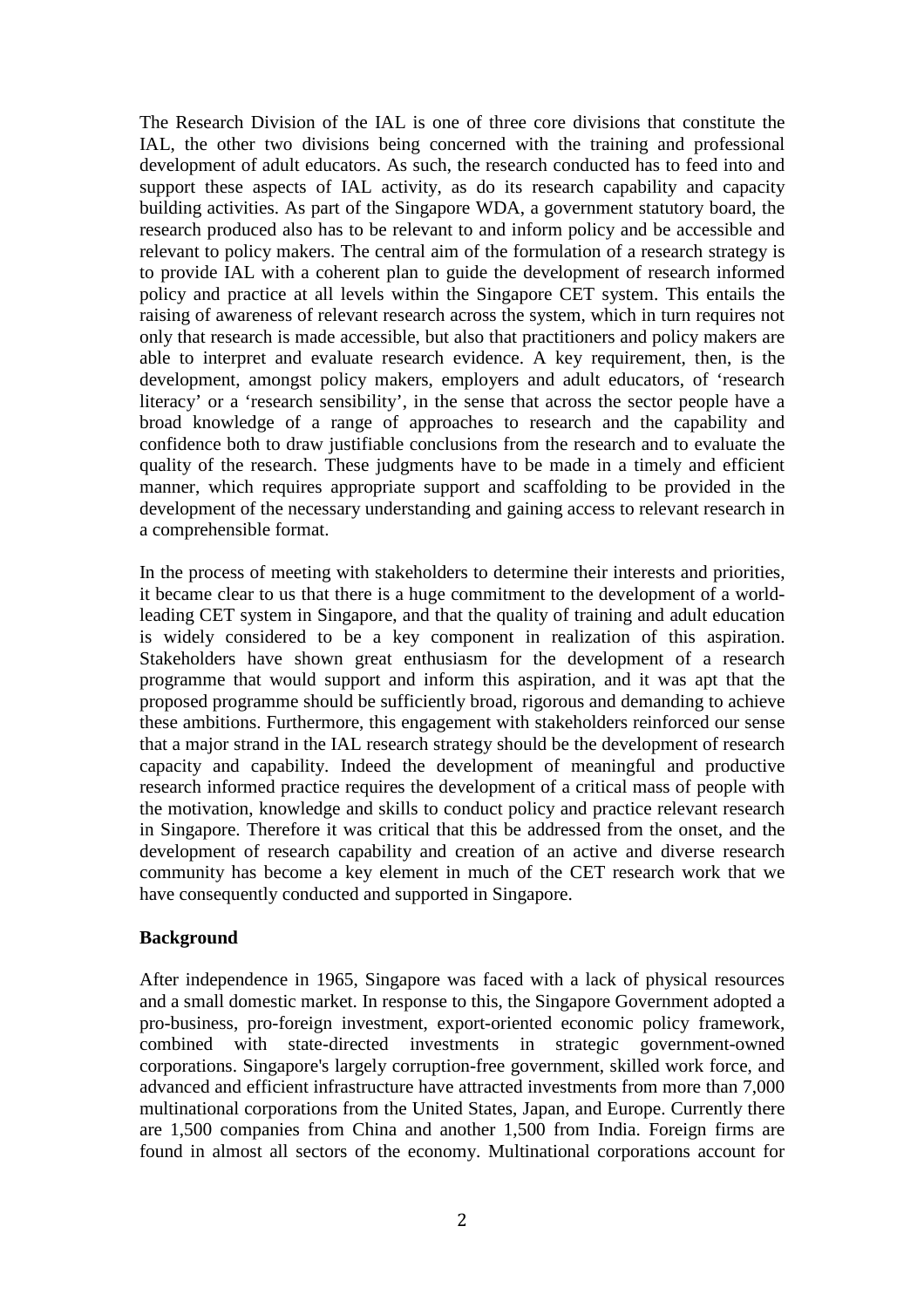The Research Division of the IAL is one of three core divisions that constitute the IAL, the other two divisions being concerned with the training and professional development of adult educators. As such, the research conducted has to feed into and support these aspects of IAL activity, as do its research capability and capacity building activities. As part of the Singapore WDA, a government statutory board, the research produced also has to be relevant to and inform policy and be accessible and relevant to policy makers. The central aim of the formulation of a research strategy is to provide IAL with a coherent plan to guide the development of research informed policy and practice at all levels within the Singapore CET system. This entails the raising of awareness of relevant research across the system, which in turn requires not only that research is made accessible, but also that practitioners and policy makers are able to interpret and evaluate research evidence. A key requirement, then, is the development, amongst policy makers, employers and adult educators, of 'research literacy' or a 'research sensibility', in the sense that across the sector people have a broad knowledge of a range of approaches to research and the capability and confidence both to draw justifiable conclusions from the research and to evaluate the quality of the research. These judgments have to be made in a timely and efficient manner, which requires appropriate support and scaffolding to be provided in the development of the necessary understanding and gaining access to relevant research in a comprehensible format.

In the process of meeting with stakeholders to determine their interests and priorities, it became clear to us that there is a huge commitment to the development of a world-leading CET system in Singapore, and that the quality of training and adult education is widely considered to be a key component in realization of this aspiration. Stakeholders have shown great enthusiasm for the development of a research programme that would support and inform this aspiration, and it was apt that the proposed programme should be sufficiently broad, rigorous and demanding to achieve these ambitions. Furthermore, this engagement with stakeholders reinforced our sense that a major strand in the IAL research strategy should be the development of research capacity and capability. Indeed the development of meaningful and productive research informed practice requires the development of a critical mass of people with the motivation, knowledge and skills to conduct policy and practice relevant research in Singapore. Therefore it was critical that this be addressed from the onset, and the development of research capability and creation of an active and diverse research community has become a key element in much of the CET research work that we have consequently conducted and supported in Singapore.

**Background**

After independence in 1965, Singapore was faced with a lack of physical resources and a small domestic market. In response to this, the Singapore Government adopted a pro-business, pro-foreign investment, export-oriented economic policy framework, combined with state-directed investments in strategic government-owned corporations. Singapore's largely corruption-free government, skilled work force, and advanced and efficient infrastructure have attracted investments from more than 7,000 multinational corporations from the United States, Japan, and Europe. Currently there are 1,500 companies from China and another 1,500 from India. Foreign firms are found in almost all sectors of the economy. Multinational corporations account for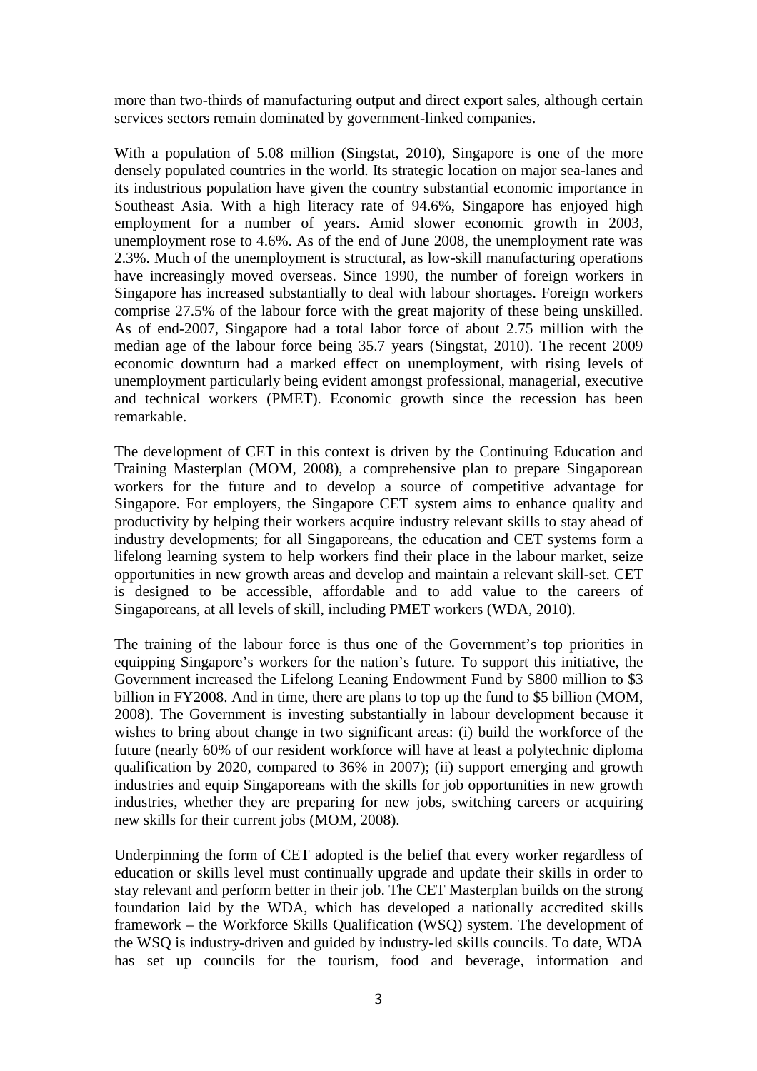more than two-thirds of manufacturing output and direct export sales, although certain services sectors remain dominated by government-linked companies.

With a population of 5.08 million (Singstat, 2010), Singapore is one of the more densely populated countries in the world. Its strategic location on major sea-lanes and its industrious population have given the country substantial economic importance in Southeast Asia. With a high literacy rate of 94.6%, Singapore has enjoyed high employment for a number of years. Amid slower economic growth in 2003, unemployment rose to 4.6%. As of the end of June 2008, the unemployment rate was 2.3%. Much of the unemployment is structural, as low-skill manufacturing operations have increasingly moved overseas. Since 1990, the number of foreign workers in Singapore has increased substantially to deal with labour shortages. Foreign workers comprise 27.5% of the labour force with the great majority of these being unskilled. As of end-2007, Singapore had a total labor force of about 2.75 million with the median age of the labour force being 35.7 years (Singstat, 2010). The recent 2009 economic downturn had a marked effect on unemployment, with rising levels of unemployment particularly being evident amongst professional, managerial, executive and technical workers (PMET). Economic growth since the recession has been remarkable.

The development of CET in this context is driven by the Continuing Education and Training Masterplan (MOM, 2008), a comprehensive plan to prepare Singaporean workers for the future and to develop a source of competitive advantage for Singapore. For employers, the Singapore CET system aims to enhance quality and productivity by helping their workers acquire industry relevant skills to stay ahead of industry developments; for all Singaporeans, the education and CET systems form a lifelong learning system to help workers find their place in the labour market, seize opportunities in new growth areas and develop and maintain a relevant skill-set. CET is designed to be accessible, affordable and to add value to the careers of Singaporeans, at all levels of skill, including PMET workers (WDA, 2010).

The training of the labour force is thus one of the Government's top priorities in equipping Singapore's workers for the nation's future. To support this initiative, the Government increased the Lifelong Leaning Endowment Fund by \$800 million to \$3 billion in FY2008. And in time, there are plans to top up the fund to \$5 billion (MOM, 2008). The Government is investing substantially in labour development because it wishes to bring about change in two significant areas: (i) build the workforce of the future (nearly 60% of our resident workforce will have at least a polytechnic diploma qualification by 2020, compared to 36% in 2007); (ii) support emerging and growth industries and equip Singaporeans with the skills for job opportunities in new growth industries, whether they are preparing for new jobs, switching careers or acquiring new skills for their current jobs (MOM, 2008).

Underpinning the form of CET adopted is the belief that every worker regardless of education or skills level must continually upgrade and update their skills in order to stay relevant and perform better in their job. The CET Masterplan builds on the strong foundation laid by the WDA, which has developed a nationally accredited skills framework – the Workforce Skills Qualification (WSQ) system. The development of the WSQ is industry-driven and guided by industry-led skills councils. To date, WDA has set up councils for the tourism, food and beverage, information and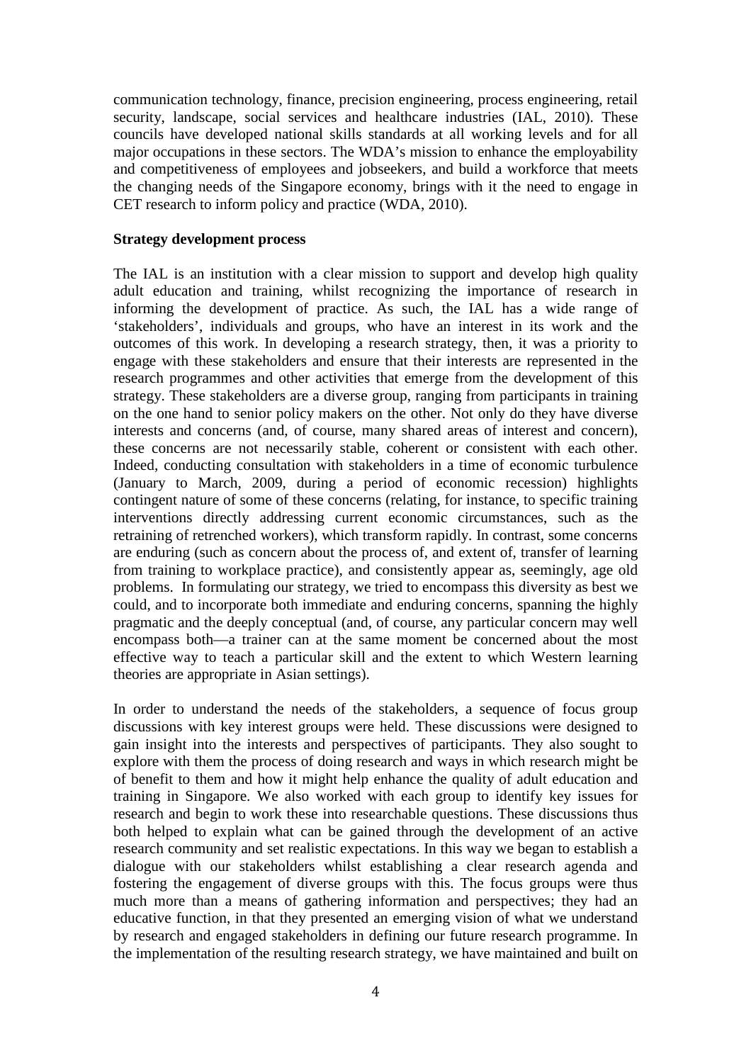communication technology, finance, precision engineering, process engineering, retail security, landscape, social services and healthcare industries (IAL, 2010). These councils have developed national skills standards at all working levels and for all major occupations in these sectors. The WDA's mission to enhance the employability and competitiveness of employees and jobseekers, and build a workforce that meets the changing needs of the Singapore economy, brings with it the need to engage in CET research to inform policy and practice (WDA, 2010).

**Strategy development process**

The IAL is an institution with a clear mission to support and develop high quality adult education and training, whilst recognizing the importance of research in informing the development of practice. As such, the IAL has a wide range of 'stakeholders', individuals and groups, who have an interest in its work and the outcomes of this work. In developing a research strategy, then, it was a priority to engage with these stakeholders and ensure that their interests are represented in the research programmes and other activities that emerge from the development of this strategy. These stakeholders are a diverse group, ranging from participants in training on the one hand to senior policy makers on the other. Not only do they have diverse interests and concerns (and, of course, many shared areas of interest and concern), these concerns are not necessarily stable, coherent or consistent with each other. Indeed, conducting consultation with stakeholders in a time of economic turbulence (January to March, 2009, during a period of economic recession) highlights contingent nature of some of these concerns (relating, for instance, to specific training interventions directly addressing current economic circumstances, such as the retraining of retrenched workers), which transform rapidly. In contrast, some concerns are enduring (such as concern about the process of, and extent of, transfer of learning from training to workplace practice), and consistently appear as, seemingly, age old problems. In formulating our strategy, we tried to encompass this diversity as best we could, and to incorporate both immediate and enduring concerns, spanning the highly pragmatic and the deeply conceptual (and, of course, any particular concern may well encompass both—a trainer can at the same moment be concerned about the most effective way to teach a particular skill and the extent to which Western learning theories are appropriate in Asian settings).

In order to understand the needs of the stakeholders, a sequence of focus group discussions with key interest groups were held. These discussions were designed to gain insight into the interests and perspectives of participants. They also sought to explore with them the process of doing research and ways in which research might be of benefit to them and how it might help enhance the quality of adult education and training in Singapore. We also worked with each group to identify key issues for research and begin to work these into researchable questions. These discussions thus both helped to explain what can be gained through the development of an active research community and set realistic expectations. In this way we began to establish a dialogue with our stakeholders whilst establishing a clear research agenda and fostering the engagement of diverse groups with this. The focus groups were thus much more than a means of gathering information and perspectives; they had an educative function, in that they presented an emerging vision of what we understand by research and engaged stakeholders in defining our future research programme. In the implementation of the resulting research strategy, we have maintained and built on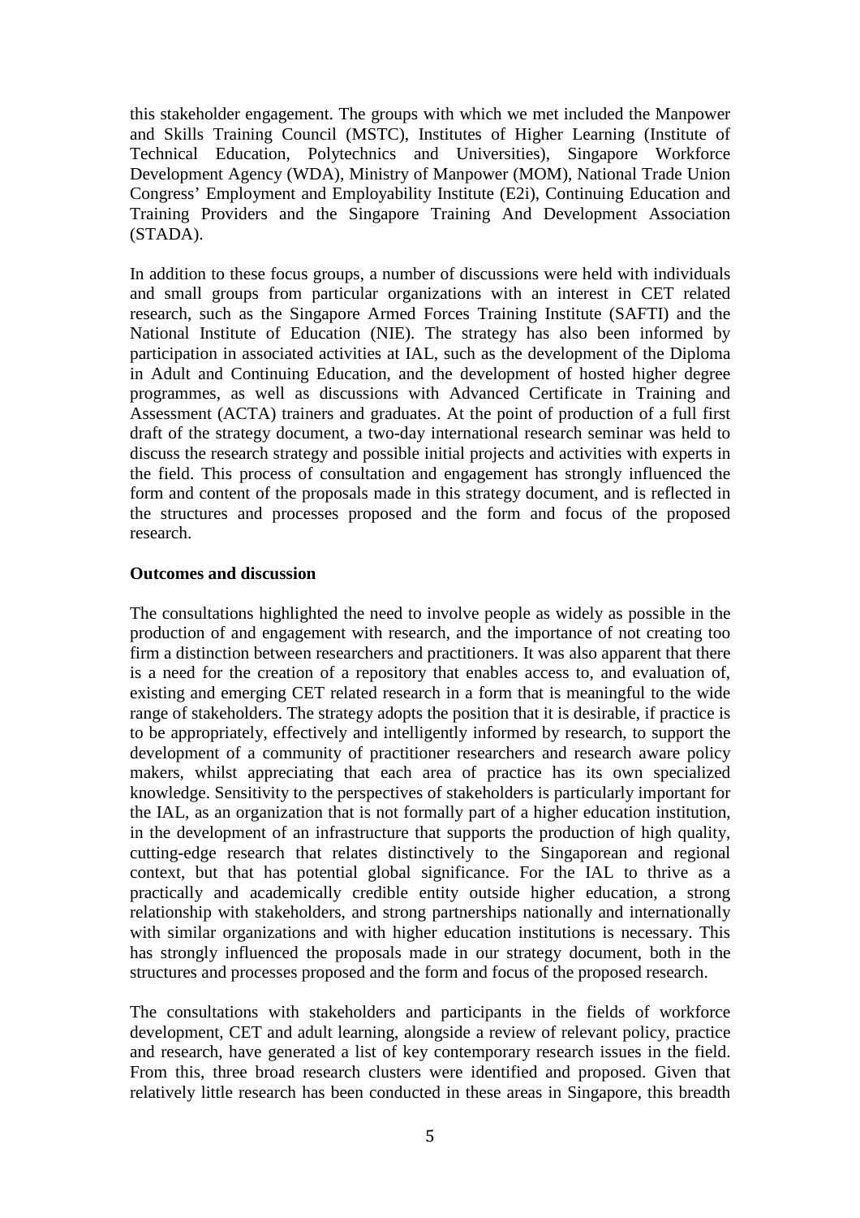this stakeholder engagement. The groups with which we met included the Manpower and Skills Training Council (MSTC), Institutes of Higher Learning (Institute of Technical Education, Polytechnics and Universities), Singapore Workforce Development Agency (WDA), Ministry of Manpower (MOM), National Trade Union Congress' Employment and Employability Institute (E2i), Continuing Education and Training Providers and the Singapore Training And Development Association (STADA).

In addition to these focus groups, a number of discussions were held with individuals and small groups from particular organizations with an interest in CET related research, such as the Singapore Armed Forces Training Institute (SAFTI) and the National Institute of Education (NIE). The strategy has also been informed by participation in associated activities at IAL, such as the development of the Diploma in Adult and Continuing Education, and the development of hosted higher degree programmes, as well as discussions with Advanced Certificate in Training and Assessment (ACTA) trainers and graduates. At the point of production of a full first draft of the strategy document, a two-day international research seminar was held to discuss the research strategy and possible initial projects and activities with experts in the field. This process of consultation and engagement has strongly influenced the form and content of the proposals made in this strategy document, and is reflected in the structures and processes proposed and the form and focus of the proposed research.

**Outcomes and discussion**

The consultations highlighted the need to involve people as widely as possible in the production of and engagement with research, and the importance of not creating too firm a distinction between researchers and practitioners. It was also apparent that there is a need for the creation of a repository that enables access to, and evaluation of, existing and emerging CET related research in a form that is meaningful to the wide range of stakeholders. The strategy adopts the position that it is desirable, if practice is to be appropriately, effectively and intelligently informed by research, to support the development of a community of practitioner researchers and research aware policy makers, whilst appreciating that each area of practice has its own specialized knowledge. Sensitivity to the perspectives of stakeholders is particularly important for the IAL, as an organization that is not formally part of a higher education institution, in the development of an infrastructure that supports the production of high quality, cutting-edge research that relates distinctively to the Singaporean and regional context, but that has potential global significance. For the IAL to thrive as a practically and academically credible entity outside higher education, a strong relationship with stakeholders, and strong partnerships nationally and internationally with similar organizations and with higher education institutions is necessary. This has strongly influenced the proposals made in our strategy document, both in the structures and processes proposed and the form and focus of the proposed research.

The consultations with stakeholders and participants in the fields of workforce development, CET and adult learning, alongside a review of relevant policy, practice and research, have generated a list of key contemporary research issues in the field. From this, three broad research clusters were identified and proposed. Given that relatively little research has been conducted in these areas in Singapore, this breadth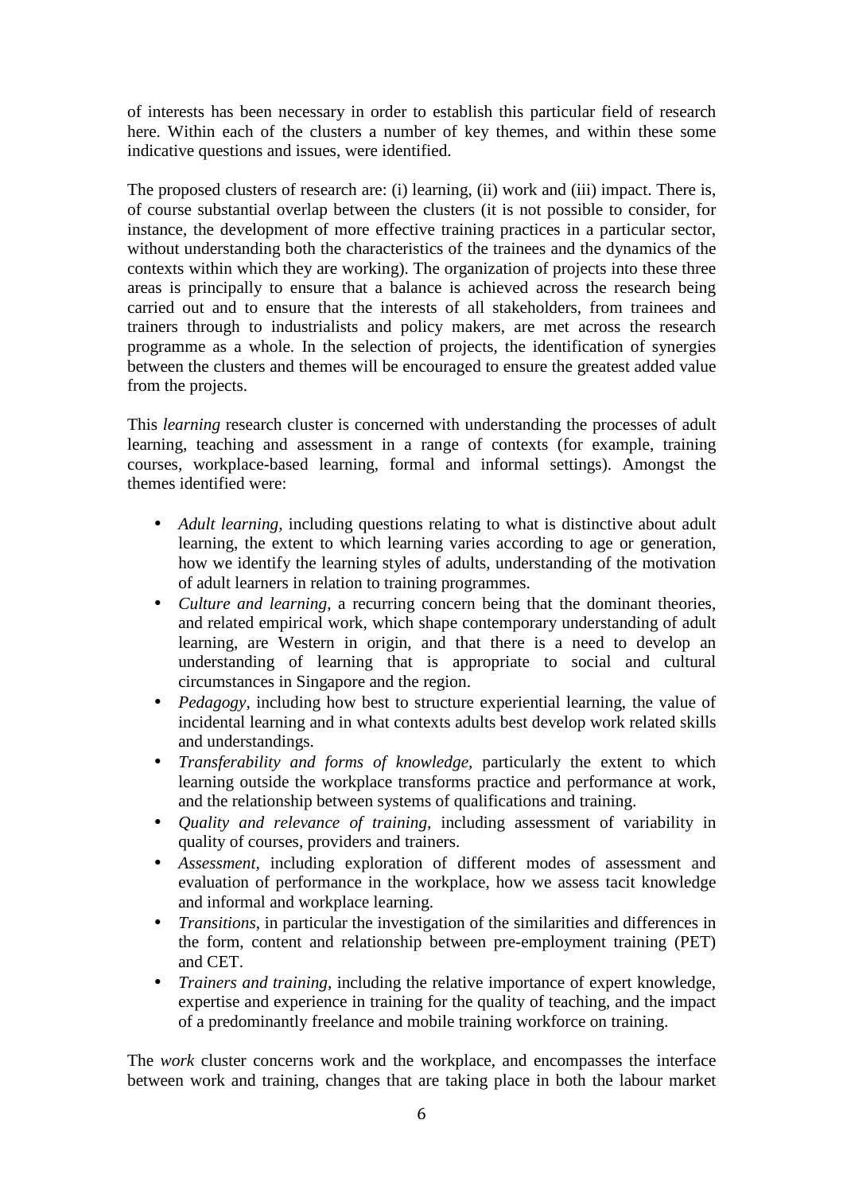of interests has been necessary in order to establish this particular field of research here. Within each of the clusters a number of key themes, and within these some indicative questions and issues, were identified.

The proposed clusters of research are: (i) learning, (ii) work and (iii) impact. There is, of course substantial overlap between the clusters (it is not possible to consider, for instance, the development of more effective training practices in a particular sector, without understanding both the characteristics of the trainees and the dynamics of the contexts within which they are working). The organization of projects into these three areas is principally to ensure that a balance is achieved across the research being carried out and to ensure that the interests of all stakeholders, from trainees and trainers through to industrialists and policy makers, are met across the research programme as a whole. In the selection of projects, the identification of synergies between the clusters and themes will be encouraged to ensure the greatest added value from the projects.

This *learning* research cluster is concerned with understanding the processes of adult learning, teaching and assessment in a range of contexts (for example, training courses, workplace-based learning, formal and informal settings). Amongst the themes identified were:

- *Adult learning,* including questions relating to what is distinctive about adult learning, the extent to which learning varies according to age or generation, how we identify the learning styles of adults, understanding of the motivation of adult learners in relation to training programmes.
- *Culture and learning,* a recurring concern being that the dominant theories, and related empirical work, which shape contemporary understanding of adult learning, are Western in origin, and that there is a need to develop an understanding of learning that is appropriate to social and cultural circumstances in Singapore and the region.
- *Pedagogy,* including how best to structure experiential learning, the value of incidental learning and in what contexts adults best develop work related skills and understandings.
- *Transferability and forms of knowledge,* particularly the extent to which learning outside the workplace transforms practice and performance at work, and the relationship between systems of qualifications and training.
- *Quality and relevance of training,* including assessment of variability in quality of courses, providers and trainers.
- *Assessment,* including exploration of different modes of assessment and evaluation of performance in the workplace, how we assess tacit knowledge and informal and workplace learning.
- *Transitions,* in particular the investigation of the similarities and differences in the form, content and relationship between pre-employment training (PET) and CET.
- *Trainers and training,* including the relative importance of expert knowledge, expertise and experience in training for the quality of teaching, and the impact of a predominantly freelance and mobile training workforce on training.

The *work* cluster concerns work and the workplace, and encompasses the interface between work and training, changes that are taking place in both the labour market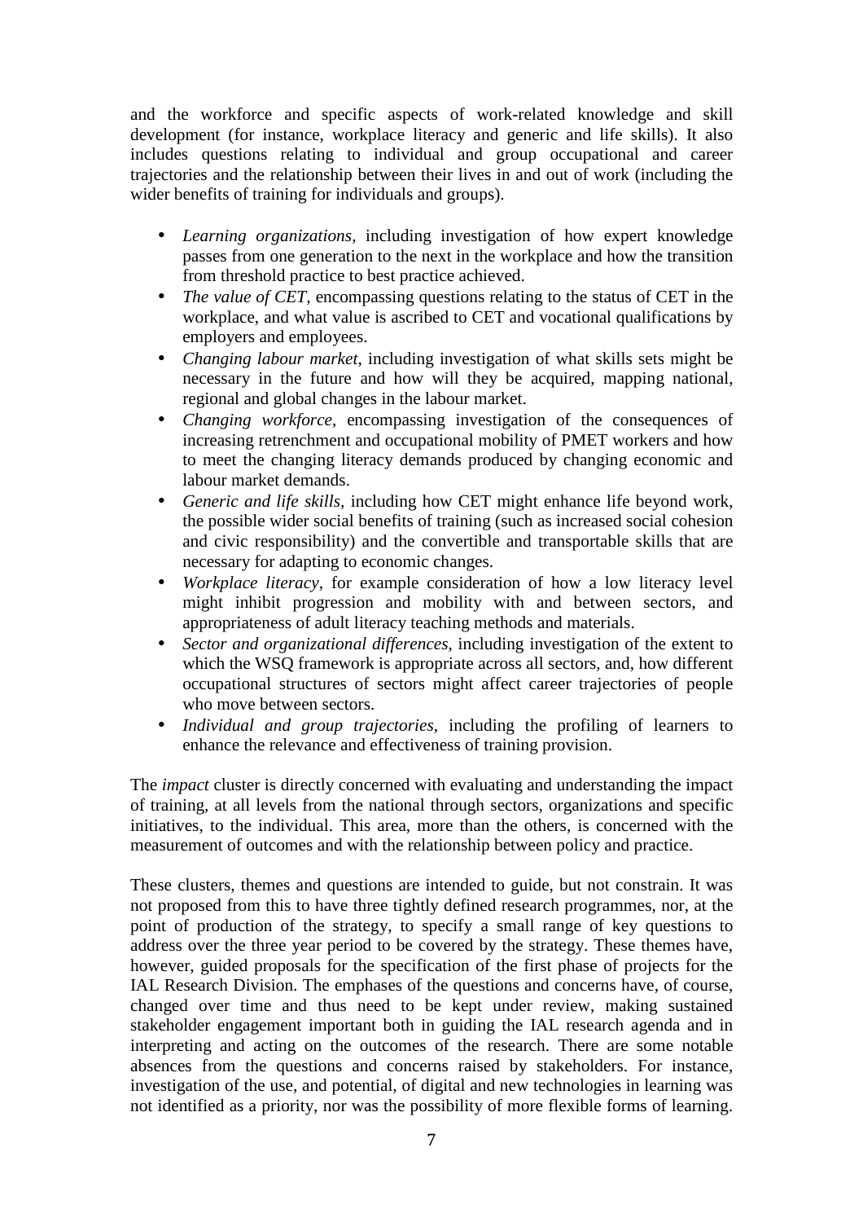and the workforce and specific aspects of work-related knowledge and skill development (for instance, workplace literacy and generic and life skills). It also includes questions relating to individual and group occupational and career trajectories and the relationship between their lives in and out of work (including the wider benefits of training for individuals and groups).

- *Learning organizations*, including investigation of how expert knowledge passes from one generation to the next in the workplace and how the transition from threshold practice to best practice achieved.
- *The value of CET*, encompassing questions relating to the status of CET in the workplace, and what value is ascribed to CET and vocational qualifications by employers and employees.
- *Changing labour market*, including investigation of what skills sets might be necessary in the future and how will they be acquired, mapping national, regional and global changes in the labour market.
- *Changing workforce,* encompassing investigation of the consequences of increasing retrenchment and occupational mobility of PMET workers and how to meet the changing literacy demands produced by changing economic and labour market demands.
- *Generic and life skills*, including how CET might enhance life beyond work, the possible wider social benefits of training (such as increased social cohesion and civic responsibility) and the convertible and transportable skills that are necessary for adapting to economic changes.
- *Workplace literacy*, for example consideration of how a low literacy level might inhibit progression and mobility with and between sectors, and appropriateness of adult literacy teaching methods and materials.
- *Sector and organizational differences*, including investigation of the extent to which the WSQ framework is appropriate across all sectors, and, how different occupational structures of sectors might affect career trajectories of people who move between sectors.
- *Individual and group trajectories*, including the profiling of learners to enhance the relevance and effectiveness of training provision.

The *impact* cluster is directly concerned with evaluating and understanding the impact of training, at all levels from the national through sectors, organizations and specific initiatives, to the individual. This area, more than the others, is concerned with the measurement of outcomes and with the relationship between policy and practice.

These clusters, themes and questions are intended to guide, but not constrain. It was not proposed from this to have three tightly defined research programmes, nor, at the point of production of the strategy, to specify a small range of key questions to address over the three year period to be covered by the strategy. These themes have, however, guided proposals for the specification of the first phase of projects for the IAL Research Division. The emphases of the questions and concerns have, of course, changed over time and thus need to be kept under review, making sustained stakeholder engagement important both in guiding the IAL research agenda and in interpreting and acting on the outcomes of the research. There are some notable absences from the questions and concerns raised by stakeholders. For instance, investigation of the use, and potential, of digital and new technologies in learning was not identified as a priority, nor was the possibility of more flexible forms of learning.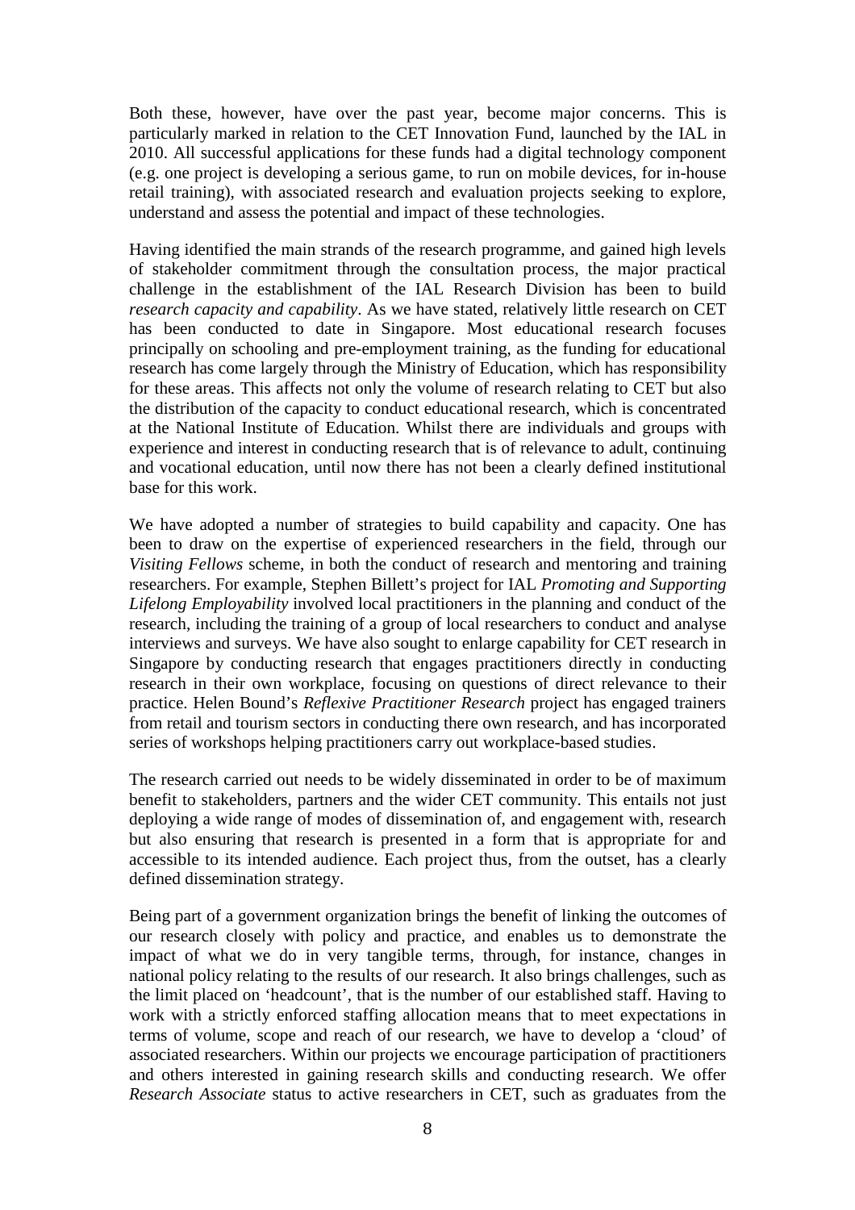Both these, however, have over the past year, become major concerns. This is particularly marked in relation to the CET Innovation Fund, launched by the IAL in 2010. All successful applications for these funds had a digital technology component (e.g. one project is developing a serious game, to run on mobile devices, for in-house retail training), with associated research and evaluation projects seeking to explore, understand and assess the potential and impact of these technologies.

Having identified the main strands of the research programme, and gained high levels of stakeholder commitment through the consultation process, the major practical challenge in the establishment of the IAL Research Division has been to build *research capacity and capability*. As we have stated, relatively little research on CET has been conducted to date in Singapore. Most educational research focuses principally on schooling and pre-employment training, as the funding for educational research has come largely through the Ministry of Education, which has responsibility for these areas. This affects not only the volume of research relating to CET but also the distribution of the capacity to conduct educational research, which is concentrated at the National Institute of Education. Whilst there are individuals and groups with experience and interest in conducting research that is of relevance to adult, continuing and vocational education, until now there has not been a clearly defined institutional base for this work.

We have adopted a number of strategies to build capability and capacity. One has been to draw on the expertise of experienced researchers in the field, through our *Visiting Fellows* scheme, in both the conduct of research and mentoring and training researchers. For example, Stephen Billett's project for IAL *Promoting and Supporting Lifelong Employability* involved local practitioners in the planning and conduct of the research, including the training of a group of local researchers to conduct and analyse interviews and surveys. We have also sought to enlarge capability for CET research in Singapore by conducting research that engages practitioners directly in conducting research in their own workplace, focusing on questions of direct relevance to their practice. Helen Bound's *Reflexive Practitioner Research* project has engaged trainers from retail and tourism sectors in conducting there own research, and has incorporated series of workshops helping practitioners carry out workplace-based studies.

The research carried out needs to be widely disseminated in order to be of maximum benefit to stakeholders, partners and the wider CET community. This entails not just deploying a wide range of modes of dissemination of, and engagement with, research but also ensuring that research is presented in a form that is appropriate for and accessible to its intended audience. Each project thus, from the outset, has a clearly defined dissemination strategy.

Being part of a government organization brings the benefit of linking the outcomes of our research closely with policy and practice, and enables us to demonstrate the impact of what we do in very tangible terms, through, for instance, changes in national policy relating to the results of our research. It also brings challenges, such as the limit placed on 'headcount', that is the number of our established staff. Having to work with a strictly enforced staffing allocation means that to meet expectations in terms of volume, scope and reach of our research, we have to develop a 'cloud' of associated researchers. Within our projects we encourage participation of practitioners and others interested in gaining research skills and conducting research. We offer *Research Associate* status to active researchers in CET, such as graduates from the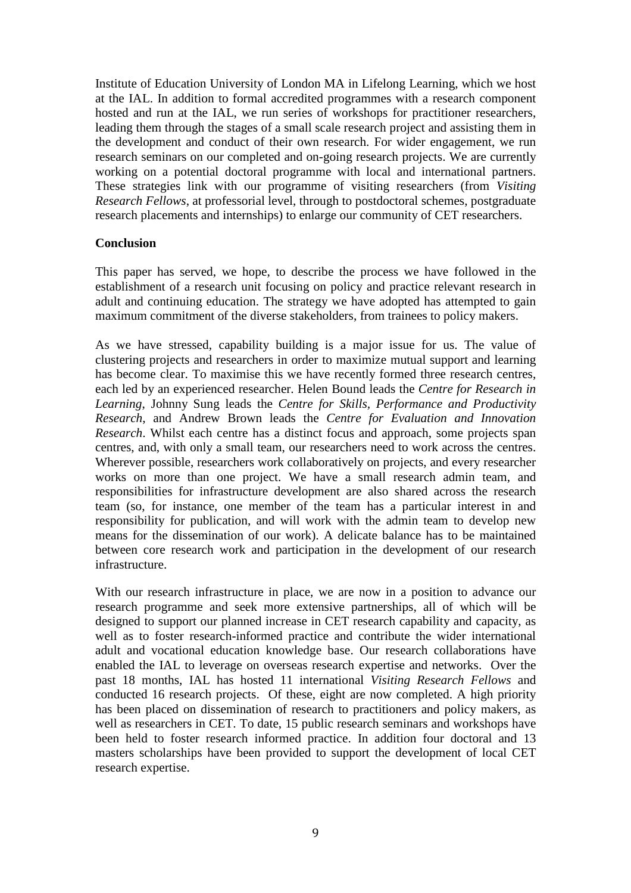Institute of Education University of London MA in Lifelong Learning, which we host at the IAL. In addition to formal accredited programmes with a research component hosted and run at the IAL, we run series of workshops for practitioner researchers, leading them through the stages of a small scale research project and assisting them in the development and conduct of their own research. For wider engagement, we run research seminars on our completed and on-going research projects. We are currently working on a potential doctoral programme with local and international partners. These strategies link with our programme of visiting researchers (from *Visiting Research Fellows*, at professorial level, through to postdoctoral schemes, postgraduate research placements and internships) to enlarge our community of CET researchers.

**Conclusion**

This paper has served, we hope, to describe the process we have followed in the establishment of a research unit focusing on policy and practice relevant research in adult and continuing education. The strategy we have adopted has attempted to gain maximum commitment of the diverse stakeholders, from trainees to policy makers.

As we have stressed, capability building is a major issue for us. The value of clustering projects and researchers in order to maximize mutual support and learning has become clear. To maximise this we have recently formed three research centres, each led by an experienced researcher. Helen Bound leads the *Centre for Research in Learning*, Johnny Sung leads the *Centre for Skills, Performance and Productivity Research*, and Andrew Brown leads the *Centre for Evaluation and Innovation Research*. Whilst each centre has a distinct focus and approach, some projects span centres, and, with only a small team, our researchers need to work across the centres. Wherever possible, researchers work collaboratively on projects, and every researcher works on more than one project. We have a small research admin team, and responsibilities for infrastructure development are also shared across the research team (so, for instance, one member of the team has a particular interest in and responsibility for publication, and will work with the admin team to develop new means for the dissemination of our work). A delicate balance has to be maintained between core research work and participation in the development of our research infrastructure.

With our research infrastructure in place, we are now in a position to advance our research programme and seek more extensive partnerships, all of which will be designed to support our planned increase in CET research capability and capacity, as well as to foster research-informed practice and contribute the wider international adult and vocational education knowledge base. Our research collaborations have enabled the IAL to leverage on overseas research expertise and networks. Over the past 18 months, IAL has hosted 11 international *Visiting Research Fellows* and conducted 16 research projects. Of these, eight are now completed. A high priority has been placed on dissemination of research to practitioners and policy makers, as well as researchers in CET. To date, 15 public research seminars and workshops have been held to foster research informed practice. In addition four doctoral and 13 masters scholarships have been provided to support the development of local CET research expertise.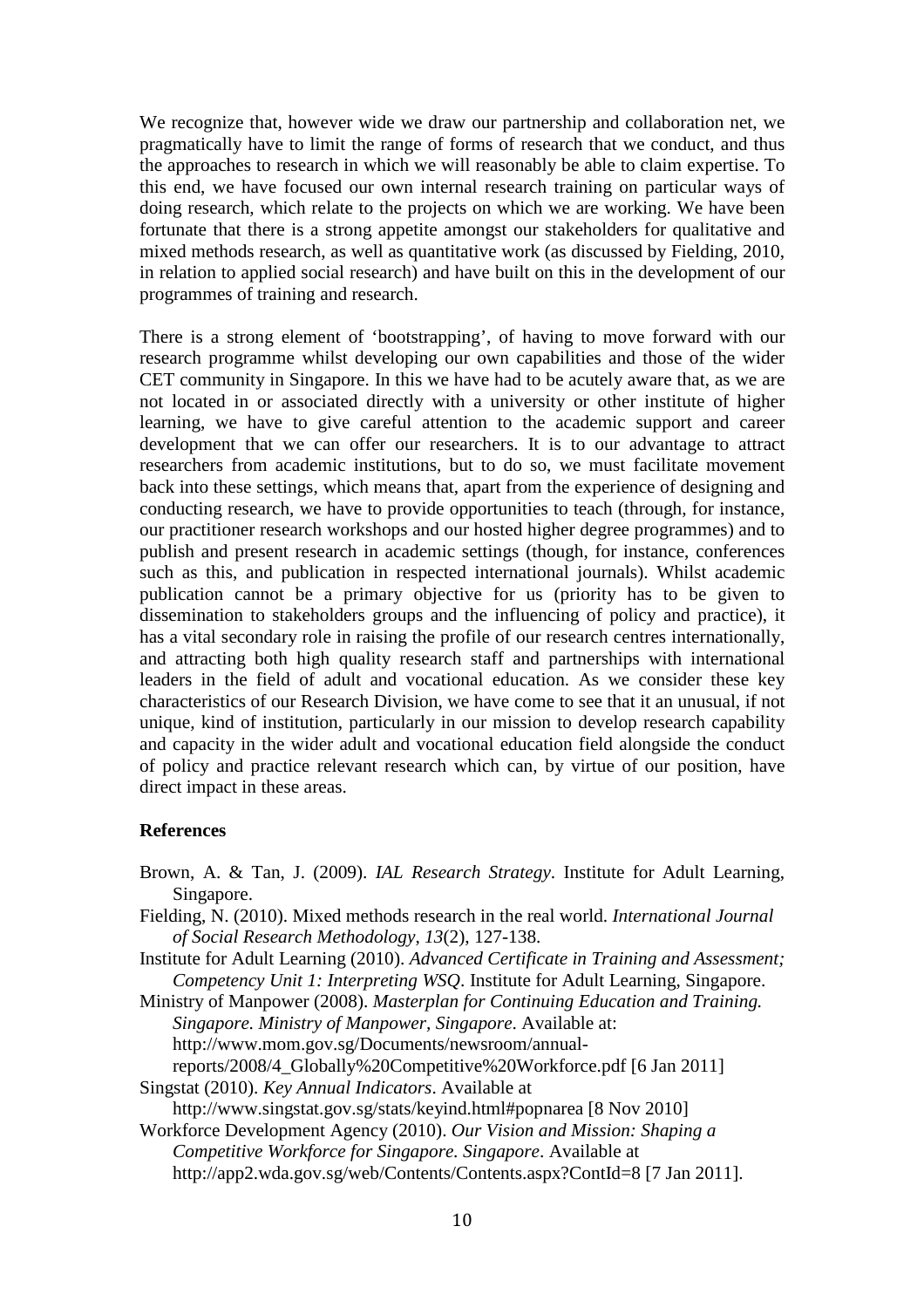We recognize that, however wide we draw our partnership and collaboration net, we pragmatically have to limit the range of forms of research that we conduct, and thus the approaches to research in which we will reasonably be able to claim expertise. To this end, we have focused our own internal research training on particular ways of doing research, which relate to the projects on which we are working. We have been fortunate that there is a strong appetite amongst our stakeholders for qualitative and mixed methods research, as well as quantitative work (as discussed by Fielding, 2010, in relation to applied social research) and have built on this in the development of our programmes of training and research.

There is a strong element of 'bootstrapping', of having to move forward with our research programme whilst developing our own capabilities and those of the wider CET community in Singapore. In this we have had to be acutely aware that, as we are not located in or associated directly with a university or other institute of higher learning, we have to give careful attention to the academic support and career development that we can offer our researchers. It is to our advantage to attract researchers from academic institutions, but to do so, we must facilitate movement back into these settings, which means that, apart from the experience of designing and conducting research, we have to provide opportunities to teach (through, for instance, our practitioner research workshops and our hosted higher degree programmes) and to publish and present research in academic settings (though, for instance, conferences such as this, and publication in respected international journals). Whilst academic publication cannot be a primary objective for us (priority has to be given to dissemination to stakeholders groups and the influencing of policy and practice), it has a vital secondary role in raising the profile of our research centres internationally, and attracting both high quality research staff and partnerships with international leaders in the field of adult and vocational education. As we consider these key characteristics of our Research Division, we have come to see that it an unusual, if not unique, kind of institution, particularly in our mission to develop research capability and capacity in the wider adult and vocational education field alongside the conduct of policy and practice relevant research which can, by virtue of our position, have direct impact in these areas.

## References

Brown, A. & Tan, J. (2009). *IAL Research Strategy*. Institute for Adult Learning, Singapore.

Fielding, N. (2010). Mixed methods research in the real world. *International Journal of Social Research Methodology*, *13*(2), 127-138.

Institute for Adult Learning (2010). *Advanced Certificate in Training and Assessment; Competency Unit 1: Interpreting WSQ*. Institute for Adult Learning, Singapore.

Ministry of Manpower (2008). *Masterplan for Continuing Education and Training. Singapore. Ministry of Manpower, Singapore*. Available at: http://www.mom.gov.sg/Documents/newsroom/annual-reports/2008/4_Globally%20Competitive%20Workforce.pdf [6 Jan 2011]

Singstat (2010). *Key Annual Indicators*. Available at http://www.singstat.gov.sg/stats/keyind.html#popnarea [8 Nov 2010]

Workforce Development Agency (2010). *Our Vision and Mission: Shaping a Competitive Workforce for Singapore. Singapore*. Available at http://app2.wda.gov.sg/web/Contents/Contents.aspx?ContId=8 [7 Jan 2011].